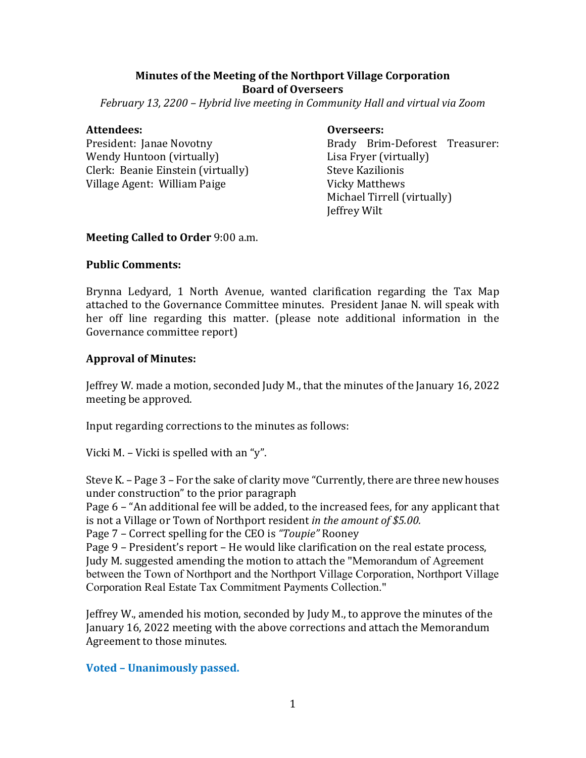**Minutes of the Meeting of the Northport Village Corporation**
**Board of Overseers**

*February 13, 2200 – Hybrid live meeting in Community Hall and virtual via Zoom*

**Attendees:**
President: Janae Novotny
Wendy Huntoon (virtually)
Clerk: Beanie Einstein (virtually)
Village Agent: William Paige

**Overseers:**
Brady Brim-Deforest Treasurer:
Lisa Fryer (virtually)
Steve Kazilionis
Vicky Matthews
Michael Tirrell (virtually)
Jeffrey Wilt

**Meeting Called to Order** 9:00 a.m.

**Public Comments:**

Brynna Ledyard, 1 North Avenue, wanted clarification regarding the Tax Map attached to the Governance Committee minutes. President Janae N. will speak with her off line regarding this matter. (please note additional information in the Governance committee report)

**Approval of Minutes:**

Jeffrey W. made a motion, seconded Judy M., that the minutes of the January 16, 2022 meeting be approved.

Input regarding corrections to the minutes as follows:

Vicki M. – Vicki is spelled with an "y".

Steve K. – Page 3 – For the sake of clarity move "Currently, there are three new houses under construction" to the prior paragraph
Page 6 – "An additional fee will be added, to the increased fees, for any applicant that is not a Village or Town of Northport resident *in the amount of $5.00.*
Page 7 – Correct spelling for the CEO is *"Toupie"* Rooney
Page 9 – President's report – He would like clarification on the real estate process, Judy M. suggested amending the motion to attach the "Memorandum of Agreement between the Town of Northport and the Northport Village Corporation, Northport Village Corporation Real Estate Tax Commitment Payments Collection."

Jeffrey W., amended his motion, seconded by Judy M., to approve the minutes of the January 16, 2022 meeting with the above corrections and attach the Memorandum Agreement to those minutes.

**Voted – Unanimously passed.**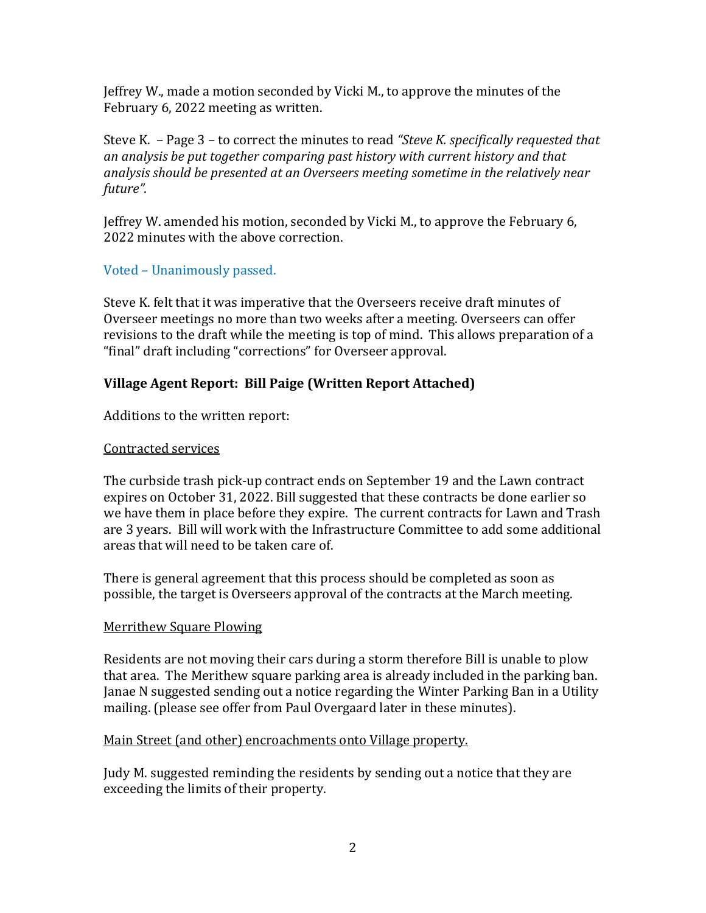Jeffrey W., made a motion seconded by Vicki M., to approve the minutes of the February 6, 2022 meeting as written.

Steve K. – Page 3 – to correct the minutes to read *"Steve K. specifically requested that an analysis be put together comparing past history with current history and that analysis should be presented at an Overseers meeting sometime in the relatively near future".*

Jeffrey W. amended his motion, seconded by Vicki M., to approve the February 6, 2022 minutes with the above correction.

Voted – Unanimously passed.

Steve K. felt that it was imperative that the Overseers receive draft minutes of Overseer meetings no more than two weeks after a meeting. Overseers can offer revisions to the draft while the meeting is top of mind. This allows preparation of a "final" draft including "corrections" for Overseer approval.

**Village Agent Report: Bill Paige (Written Report Attached)**

Additions to the written report:

Contracted services

The curbside trash pick-up contract ends on September 19 and the Lawn contract expires on October 31, 2022. Bill suggested that these contracts be done earlier so we have them in place before they expire. The current contracts for Lawn and Trash are 3 years. Bill will work with the Infrastructure Committee to add some additional areas that will need to be taken care of.

There is general agreement that this process should be completed as soon as possible, the target is Overseers approval of the contracts at the March meeting.

Merrithew Square Plowing

Residents are not moving their cars during a storm therefore Bill is unable to plow that area. The Merithew square parking area is already included in the parking ban. Janae N suggested sending out a notice regarding the Winter Parking Ban in a Utility mailing. (please see offer from Paul Overgaard later in these minutes).

Main Street (and other) encroachments onto Village property.

Judy M. suggested reminding the residents by sending out a notice that they are exceeding the limits of their property.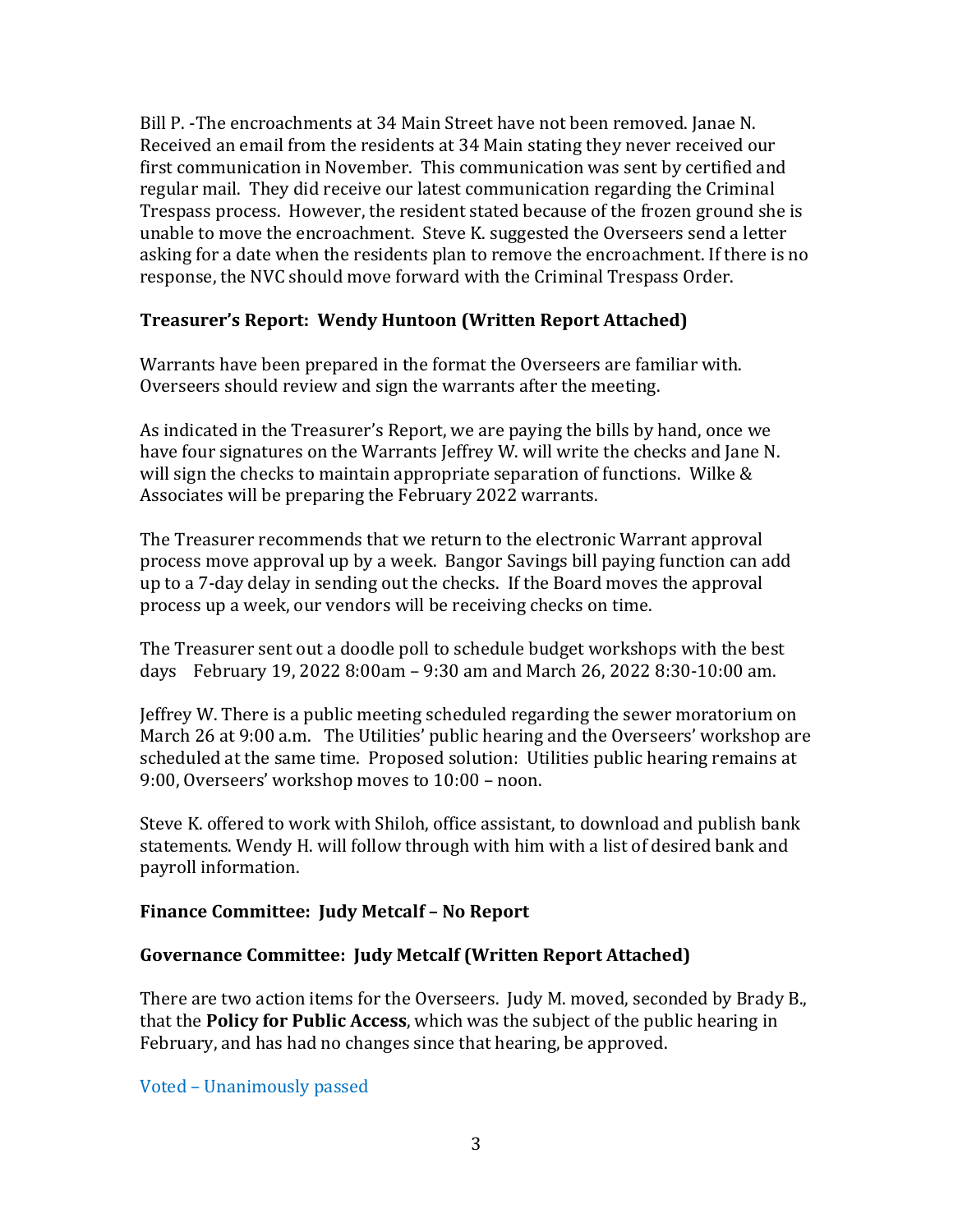Bill P. -The encroachments at 34 Main Street have not been removed. Janae N. Received an email from the residents at 34 Main stating they never received our first communication in November. This communication was sent by certified and regular mail. They did receive our latest communication regarding the Criminal Trespass process. However, the resident stated because of the frozen ground she is unable to move the encroachment. Steve K. suggested the Overseers send a letter asking for a date when the residents plan to remove the encroachment. If there is no response, the NVC should move forward with the Criminal Trespass Order.

**Treasurer's Report: Wendy Huntoon (Written Report Attached)**

Warrants have been prepared in the format the Overseers are familiar with. Overseers should review and sign the warrants after the meeting.

As indicated in the Treasurer's Report, we are paying the bills by hand, once we have four signatures on the Warrants Jeffrey W. will write the checks and Jane N. will sign the checks to maintain appropriate separation of functions. Wilke & Associates will be preparing the February 2022 warrants.

The Treasurer recommends that we return to the electronic Warrant approval process move approval up by a week. Bangor Savings bill paying function can add up to a 7-day delay in sending out the checks. If the Board moves the approval process up a week, our vendors will be receiving checks on time.

The Treasurer sent out a doodle poll to schedule budget workshops with the best days February 19, 2022 8:00am – 9:30 am and March 26, 2022 8:30-10:00 am.

Jeffrey W. There is a public meeting scheduled regarding the sewer moratorium on March 26 at 9:00 a.m. The Utilities' public hearing and the Overseers' workshop are scheduled at the same time. Proposed solution: Utilities public hearing remains at 9:00, Overseers' workshop moves to 10:00 – noon.

Steve K. offered to work with Shiloh, office assistant, to download and publish bank statements. Wendy H. will follow through with him with a list of desired bank and payroll information.

**Finance Committee: Judy Metcalf – No Report**

**Governance Committee: Judy Metcalf (Written Report Attached)**

There are two action items for the Overseers. Judy M. moved, seconded by Brady B., that the **Policy for Public Access**, which was the subject of the public hearing in February, and has had no changes since that hearing, be approved.

Voted – Unanimously passed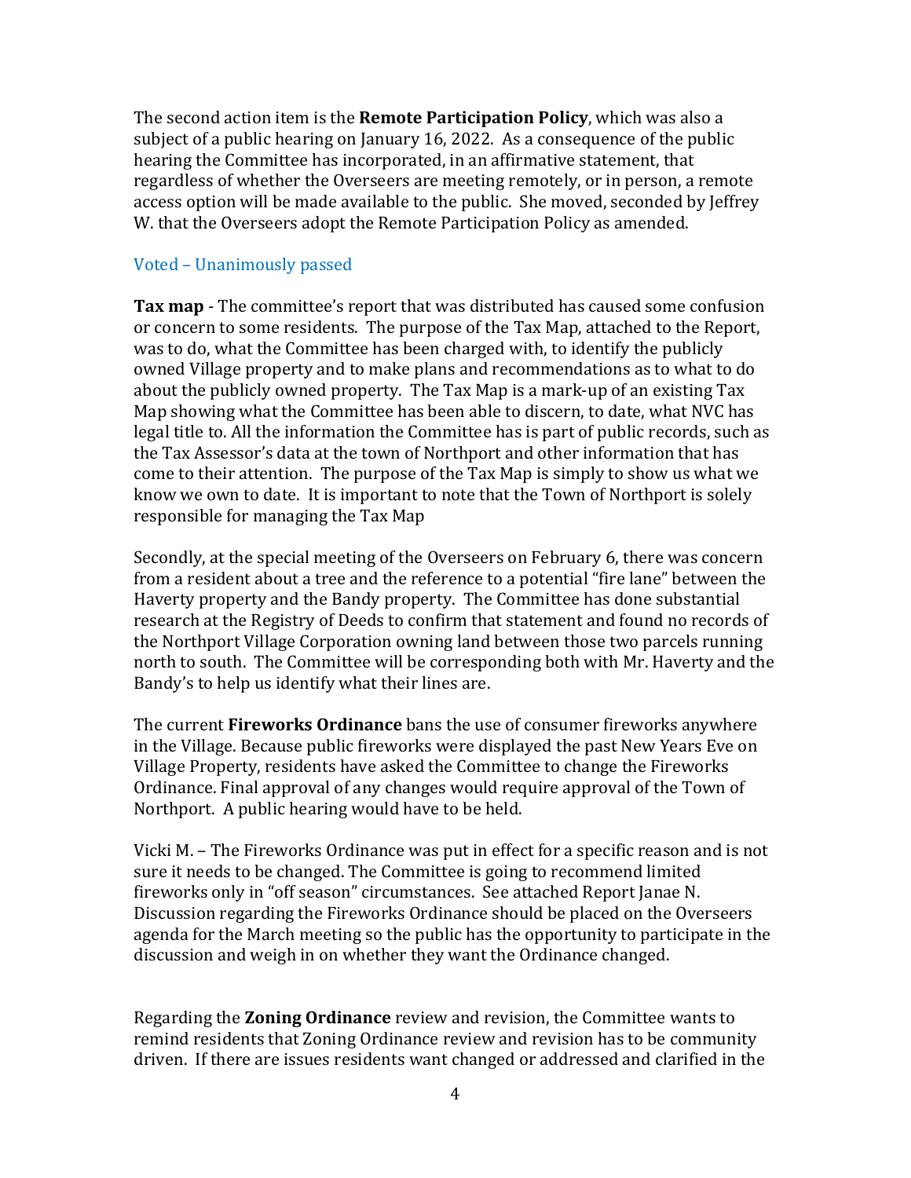The second action item is the **Remote Participation Policy**, which was also a subject of a public hearing on January 16, 2022. As a consequence of the public hearing the Committee has incorporated, in an affirmative statement, that regardless of whether the Overseers are meeting remotely, or in person, a remote access option will be made available to the public. She moved, seconded by Jeffrey W. that the Overseers adopt the Remote Participation Policy as amended.

Voted – Unanimously passed

**Tax map** - The committee's report that was distributed has caused some confusion or concern to some residents. The purpose of the Tax Map, attached to the Report, was to do, what the Committee has been charged with, to identify the publicly owned Village property and to make plans and recommendations as to what to do about the publicly owned property. The Tax Map is a mark-up of an existing Tax Map showing what the Committee has been able to discern, to date, what NVC has legal title to. All the information the Committee has is part of public records, such as the Tax Assessor's data at the town of Northport and other information that has come to their attention. The purpose of the Tax Map is simply to show us what we know we own to date. It is important to note that the Town of Northport is solely responsible for managing the Tax Map

Secondly, at the special meeting of the Overseers on February 6, there was concern from a resident about a tree and the reference to a potential "fire lane" between the Haverty property and the Bandy property. The Committee has done substantial research at the Registry of Deeds to confirm that statement and found no records of the Northport Village Corporation owning land between those two parcels running north to south. The Committee will be corresponding both with Mr. Haverty and the Bandy's to help us identify what their lines are.

The current **Fireworks Ordinance** bans the use of consumer fireworks anywhere in the Village. Because public fireworks were displayed the past New Years Eve on Village Property, residents have asked the Committee to change the Fireworks Ordinance. Final approval of any changes would require approval of the Town of Northport. A public hearing would have to be held.

Vicki M. – The Fireworks Ordinance was put in effect for a specific reason and is not sure it needs to be changed. The Committee is going to recommend limited fireworks only in "off season" circumstances. See attached Report Janae N. Discussion regarding the Fireworks Ordinance should be placed on the Overseers agenda for the March meeting so the public has the opportunity to participate in the discussion and weigh in on whether they want the Ordinance changed.

Regarding the **Zoning Ordinance** review and revision, the Committee wants to remind residents that Zoning Ordinance review and revision has to be community driven. If there are issues residents want changed or addressed and clarified in the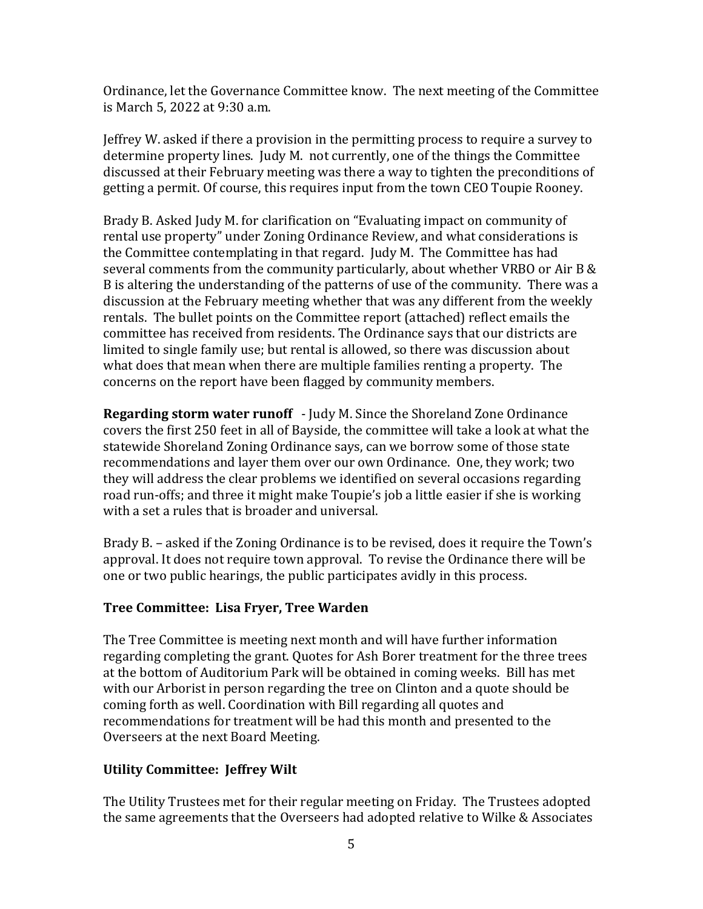Ordinance, let the Governance Committee know. The next meeting of the Committee is March 5, 2022 at 9:30 a.m.

Jeffrey W. asked if there a provision in the permitting process to require a survey to determine property lines. Judy M. not currently, one of the things the Committee discussed at their February meeting was there a way to tighten the preconditions of getting a permit. Of course, this requires input from the town CEO Toupie Rooney.

Brady B. Asked Judy M. for clarification on "Evaluating impact on community of rental use property" under Zoning Ordinance Review, and what considerations is the Committee contemplating in that regard. Judy M. The Committee has had several comments from the community particularly, about whether VRBO or Air B & B is altering the understanding of the patterns of use of the community. There was a discussion at the February meeting whether that was any different from the weekly rentals. The bullet points on the Committee report (attached) reflect emails the committee has received from residents. The Ordinance says that our districts are limited to single family use; but rental is allowed, so there was discussion about what does that mean when there are multiple families renting a property. The concerns on the report have been flagged by community members.

**Regarding storm water runoff** - Judy M. Since the Shoreland Zone Ordinance covers the first 250 feet in all of Bayside, the committee will take a look at what the statewide Shoreland Zoning Ordinance says, can we borrow some of those state recommendations and layer them over our own Ordinance. One, they work; two they will address the clear problems we identified on several occasions regarding road run-offs; and three it might make Toupie's job a little easier if she is working with a set a rules that is broader and universal.

Brady B. – asked if the Zoning Ordinance is to be revised, does it require the Town's approval. It does not require town approval. To revise the Ordinance there will be one or two public hearings, the public participates avidly in this process.

### Tree Committee: Lisa Fryer, Tree Warden

The Tree Committee is meeting next month and will have further information regarding completing the grant. Quotes for Ash Borer treatment for the three trees at the bottom of Auditorium Park will be obtained in coming weeks. Bill has met with our Arborist in person regarding the tree on Clinton and a quote should be coming forth as well. Coordination with Bill regarding all quotes and recommendations for treatment will be had this month and presented to the Overseers at the next Board Meeting.

### Utility Committee: Jeffrey Wilt

The Utility Trustees met for their regular meeting on Friday. The Trustees adopted the same agreements that the Overseers had adopted relative to Wilke & Associates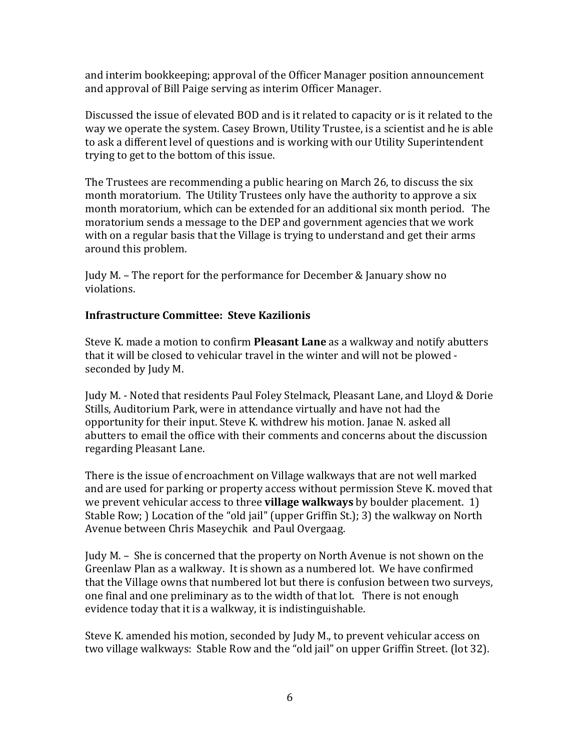and interim bookkeeping; approval of the Officer Manager position announcement and approval of Bill Paige serving as interim Officer Manager.

Discussed the issue of elevated BOD and is it related to capacity or is it related to the way we operate the system. Casey Brown, Utility Trustee, is a scientist and he is able to ask a different level of questions and is working with our Utility Superintendent trying to get to the bottom of this issue.

The Trustees are recommending a public hearing on March 26, to discuss the six month moratorium. The Utility Trustees only have the authority to approve a six month moratorium, which can be extended for an additional six month period. The moratorium sends a message to the DEP and government agencies that we work with on a regular basis that the Village is trying to understand and get their arms around this problem.

Judy M. – The report for the performance for December & January show no violations.

**Infrastructure Committee: Steve Kazilionis**

Steve K. made a motion to confirm **Pleasant Lane** as a walkway and notify abutters that it will be closed to vehicular travel in the winter and will not be plowed - seconded by Judy M.

Judy M. - Noted that residents Paul Foley Stelmack, Pleasant Lane, and Lloyd & Dorie Stills, Auditorium Park, were in attendance virtually and have not had the opportunity for their input. Steve K. withdrew his motion. Janae N. asked all abutters to email the office with their comments and concerns about the discussion regarding Pleasant Lane.

There is the issue of encroachment on Village walkways that are not well marked and are used for parking or property access without permission Steve K. moved that we prevent vehicular access to three **village walkways** by boulder placement. 1) Stable Row; ) Location of the "old jail" (upper Griffin St.); 3) the walkway on North Avenue between Chris Maseychik and Paul Overgaag.

Judy M. – She is concerned that the property on North Avenue is not shown on the Greenlaw Plan as a walkway. It is shown as a numbered lot. We have confirmed that the Village owns that numbered lot but there is confusion between two surveys, one final and one preliminary as to the width of that lot. There is not enough evidence today that it is a walkway, it is indistinguishable.

Steve K. amended his motion, seconded by Judy M., to prevent vehicular access on two village walkways: Stable Row and the "old jail" on upper Griffin Street. (lot 32).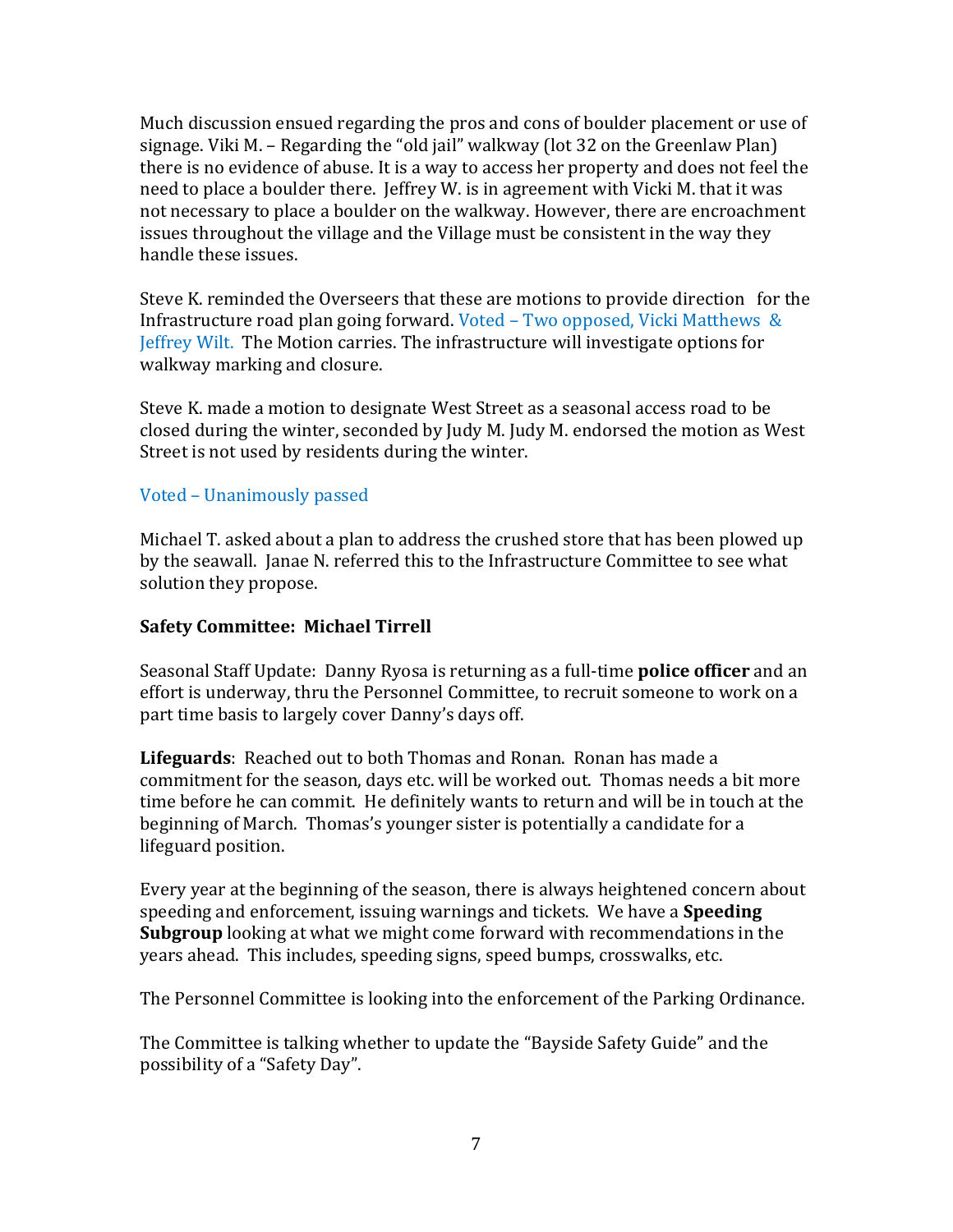Much discussion ensued regarding the pros and cons of boulder placement or use of signage. Viki M. – Regarding the "old jail" walkway (lot 32 on the Greenlaw Plan) there is no evidence of abuse. It is a way to access her property and does not feel the need to place a boulder there. Jeffrey W. is in agreement with Vicki M. that it was not necessary to place a boulder on the walkway. However, there are encroachment issues throughout the village and the Village must be consistent in the way they handle these issues.

Steve K. reminded the Overseers that these are motions to provide direction for the Infrastructure road plan going forward. Voted – Two opposed, Vicki Matthews & Jeffrey Wilt. The Motion carries. The infrastructure will investigate options for walkway marking and closure.

Steve K. made a motion to designate West Street as a seasonal access road to be closed during the winter, seconded by Judy M. Judy M. endorsed the motion as West Street is not used by residents during the winter.

Voted – Unanimously passed

Michael T. asked about a plan to address the crushed store that has been plowed up by the seawall. Janae N. referred this to the Infrastructure Committee to see what solution they propose.

**Safety Committee: Michael Tirrell**

Seasonal Staff Update: Danny Ryosa is returning as a full-time **police officer** and an effort is underway, thru the Personnel Committee, to recruit someone to work on a part time basis to largely cover Danny's days off.

**Lifeguards**: Reached out to both Thomas and Ronan. Ronan has made a commitment for the season, days etc. will be worked out. Thomas needs a bit more time before he can commit. He definitely wants to return and will be in touch at the beginning of March. Thomas's younger sister is potentially a candidate for a lifeguard position.

Every year at the beginning of the season, there is always heightened concern about speeding and enforcement, issuing warnings and tickets. We have a **Speeding Subgroup** looking at what we might come forward with recommendations in the years ahead. This includes, speeding signs, speed bumps, crosswalks, etc.

The Personnel Committee is looking into the enforcement of the Parking Ordinance.

The Committee is talking whether to update the "Bayside Safety Guide" and the possibility of a "Safety Day".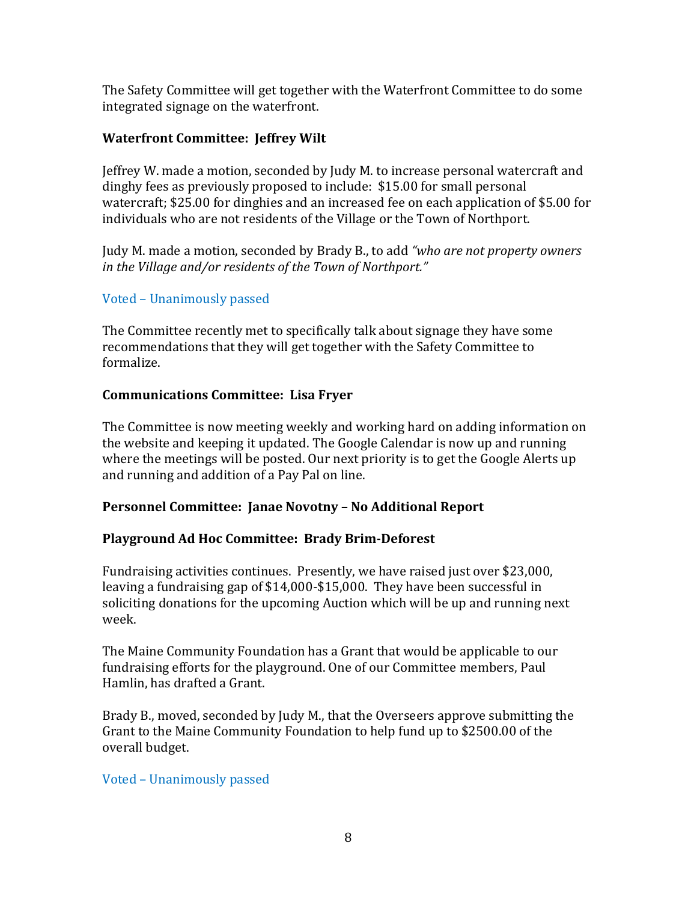The Safety Committee will get together with the Waterfront Committee to do some integrated signage on the waterfront.

**Waterfront Committee: Jeffrey Wilt**

Jeffrey W. made a motion, seconded by Judy M. to increase personal watercraft and dinghy fees as previously proposed to include: $15.00 for small personal watercraft; $25.00 for dinghies and an increased fee on each application of $5.00 for individuals who are not residents of the Village or the Town of Northport.

Judy M. made a motion, seconded by Brady B., to add *"who are not property owners in the Village and/or residents of the Town of Northport."*

Voted – Unanimously passed

The Committee recently met to specifically talk about signage they have some recommendations that they will get together with the Safety Committee to formalize.

**Communications Committee: Lisa Fryer**

The Committee is now meeting weekly and working hard on adding information on the website and keeping it updated. The Google Calendar is now up and running where the meetings will be posted. Our next priority is to get the Google Alerts up and running and addition of a Pay Pal on line.

**Personnel Committee: Janae Novotny – No Additional Report**

**Playground Ad Hoc Committee: Brady Brim-Deforest**

Fundraising activities continues. Presently, we have raised just over $23,000, leaving a fundraising gap of $14,000-$15,000. They have been successful in soliciting donations for the upcoming Auction which will be up and running next week.

The Maine Community Foundation has a Grant that would be applicable to our fundraising efforts for the playground. One of our Committee members, Paul Hamlin, has drafted a Grant.

Brady B., moved, seconded by Judy M., that the Overseers approve submitting the Grant to the Maine Community Foundation to help fund up to $2500.00 of the overall budget.

Voted – Unanimously passed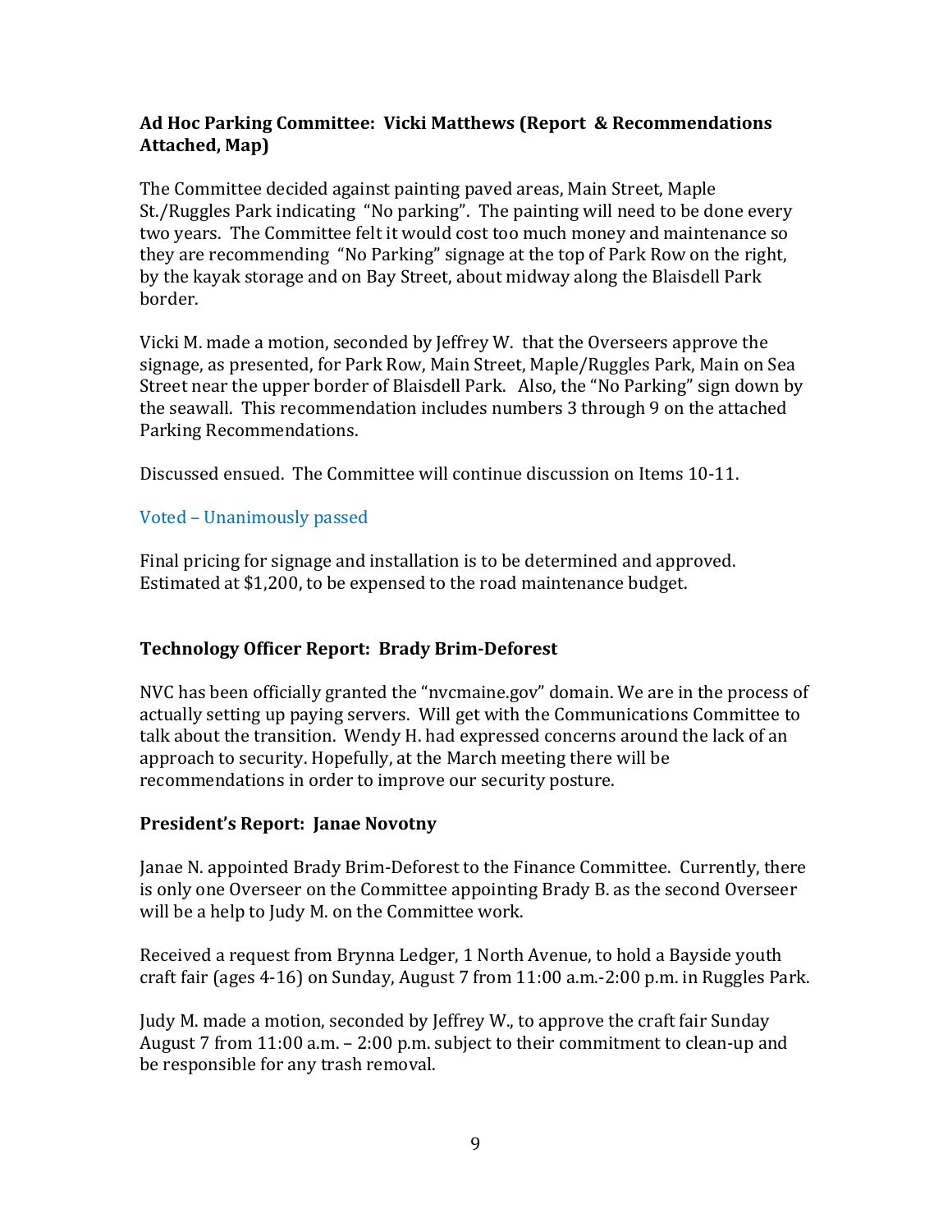**Ad Hoc Parking Committee: Vicki Matthews (Report & Recommendations Attached, Map)**

The Committee decided against painting paved areas, Main Street, Maple St./Ruggles Park indicating "No parking". The painting will need to be done every two years. The Committee felt it would cost too much money and maintenance so they are recommending "No Parking" signage at the top of Park Row on the right, by the kayak storage and on Bay Street, about midway along the Blaisdell Park border.

Vicki M. made a motion, seconded by Jeffrey W. that the Overseers approve the signage, as presented, for Park Row, Main Street, Maple/Ruggles Park, Main on Sea Street near the upper border of Blaisdell Park. Also, the "No Parking" sign down by the seawall. This recommendation includes numbers 3 through 9 on the attached Parking Recommendations.

Discussed ensued. The Committee will continue discussion on Items 10-11.

Voted – Unanimously passed

Final pricing for signage and installation is to be determined and approved. Estimated at $1,200, to be expensed to the road maintenance budget.

**Technology Officer Report: Brady Brim-Deforest**

NVC has been officially granted the "nvcmaine.gov" domain. We are in the process of actually setting up paying servers. Will get with the Communications Committee to talk about the transition. Wendy H. had expressed concerns around the lack of an approach to security. Hopefully, at the March meeting there will be recommendations in order to improve our security posture.

**President's Report: Janae Novotny**

Janae N. appointed Brady Brim-Deforest to the Finance Committee. Currently, there is only one Overseer on the Committee appointing Brady B. as the second Overseer will be a help to Judy M. on the Committee work.

Received a request from Brynna Ledger, 1 North Avenue, to hold a Bayside youth craft fair (ages 4-16) on Sunday, August 7 from 11:00 a.m.-2:00 p.m. in Ruggles Park.

Judy M. made a motion, seconded by Jeffrey W., to approve the craft fair Sunday August 7 from 11:00 a.m. – 2:00 p.m. subject to their commitment to clean-up and be responsible for any trash removal.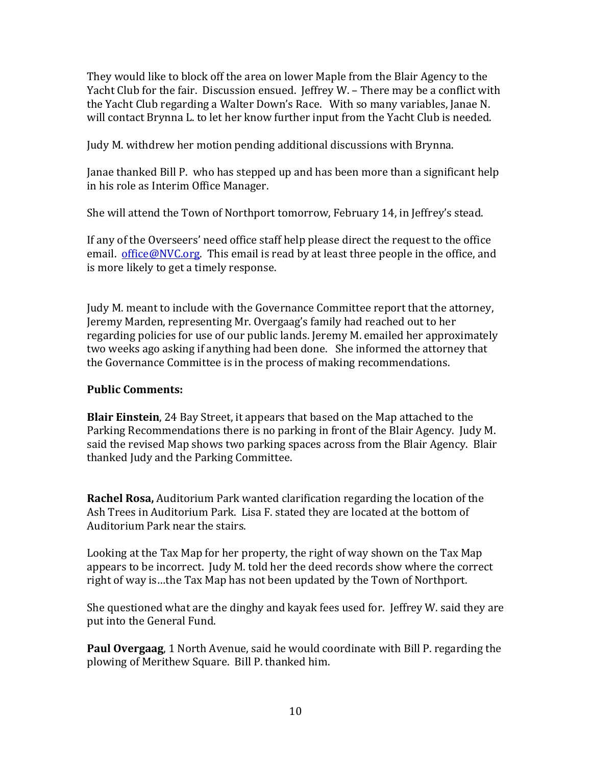They would like to block off the area on lower Maple from the Blair Agency to the Yacht Club for the fair. Discussion ensued. Jeffrey W. – There may be a conflict with the Yacht Club regarding a Walter Down's Race. With so many variables, Janae N. will contact Brynna L. to let her know further input from the Yacht Club is needed.

Judy M. withdrew her motion pending additional discussions with Brynna.

Janae thanked Bill P. who has stepped up and has been more than a significant help in his role as Interim Office Manager.

She will attend the Town of Northport tomorrow, February 14, in Jeffrey's stead.

If any of the Overseers' need office staff help please direct the request to the office email. office@NVC.org. This email is read by at least three people in the office, and is more likely to get a timely response.

Judy M. meant to include with the Governance Committee report that the attorney, Jeremy Marden, representing Mr. Overgaag's family had reached out to her regarding policies for use of our public lands. Jeremy M. emailed her approximately two weeks ago asking if anything had been done. She informed the attorney that the Governance Committee is in the process of making recommendations.

**Public Comments:**

**Blair Einstein**, 24 Bay Street, it appears that based on the Map attached to the Parking Recommendations there is no parking in front of the Blair Agency. Judy M. said the revised Map shows two parking spaces across from the Blair Agency. Blair thanked Judy and the Parking Committee.

**Rachel Rosa,** Auditorium Park wanted clarification regarding the location of the Ash Trees in Auditorium Park. Lisa F. stated they are located at the bottom of Auditorium Park near the stairs.

Looking at the Tax Map for her property, the right of way shown on the Tax Map appears to be incorrect. Judy M. told her the deed records show where the correct right of way is…the Tax Map has not been updated by the Town of Northport.

She questioned what are the dinghy and kayak fees used for. Jeffrey W. said they are put into the General Fund.

**Paul Overgaag**, 1 North Avenue, said he would coordinate with Bill P. regarding the plowing of Merithew Square. Bill P. thanked him.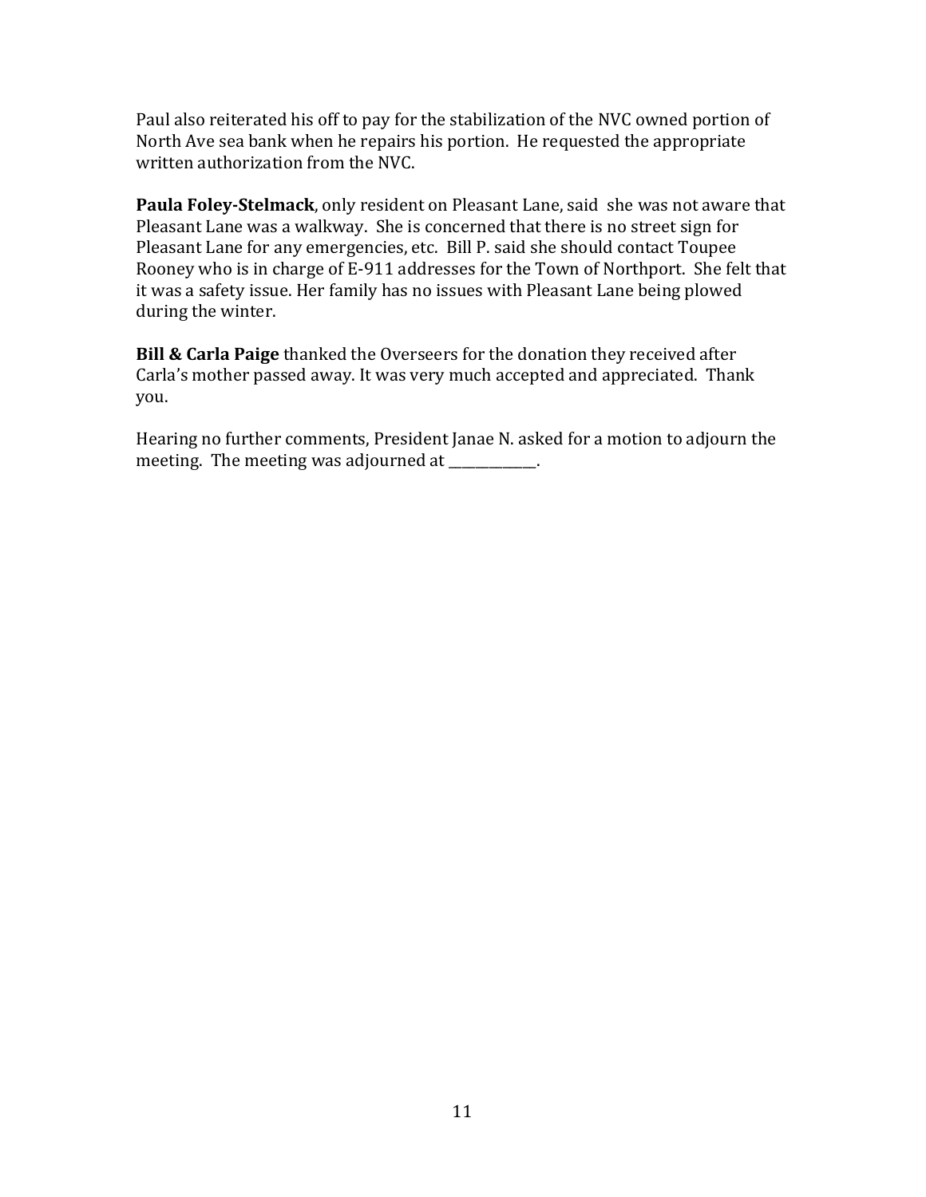Paul also reiterated his off to pay for the stabilization of the NVC owned portion of North Ave sea bank when he repairs his portion. He requested the appropriate written authorization from the NVC.

**Paula Foley-Stelmack**, only resident on Pleasant Lane, said she was not aware that Pleasant Lane was a walkway. She is concerned that there is no street sign for Pleasant Lane for any emergencies, etc. Bill P. said she should contact Toupee Rooney who is in charge of E-911 addresses for the Town of Northport. She felt that it was a safety issue. Her family has no issues with Pleasant Lane being plowed during the winter.

**Bill & Carla Paige** thanked the Overseers for the donation they received after Carla's mother passed away. It was very much accepted and appreciated. Thank you.

Hearing no further comments, President Janae N. asked for a motion to adjourn the meeting. The meeting was adjourned at ____________.